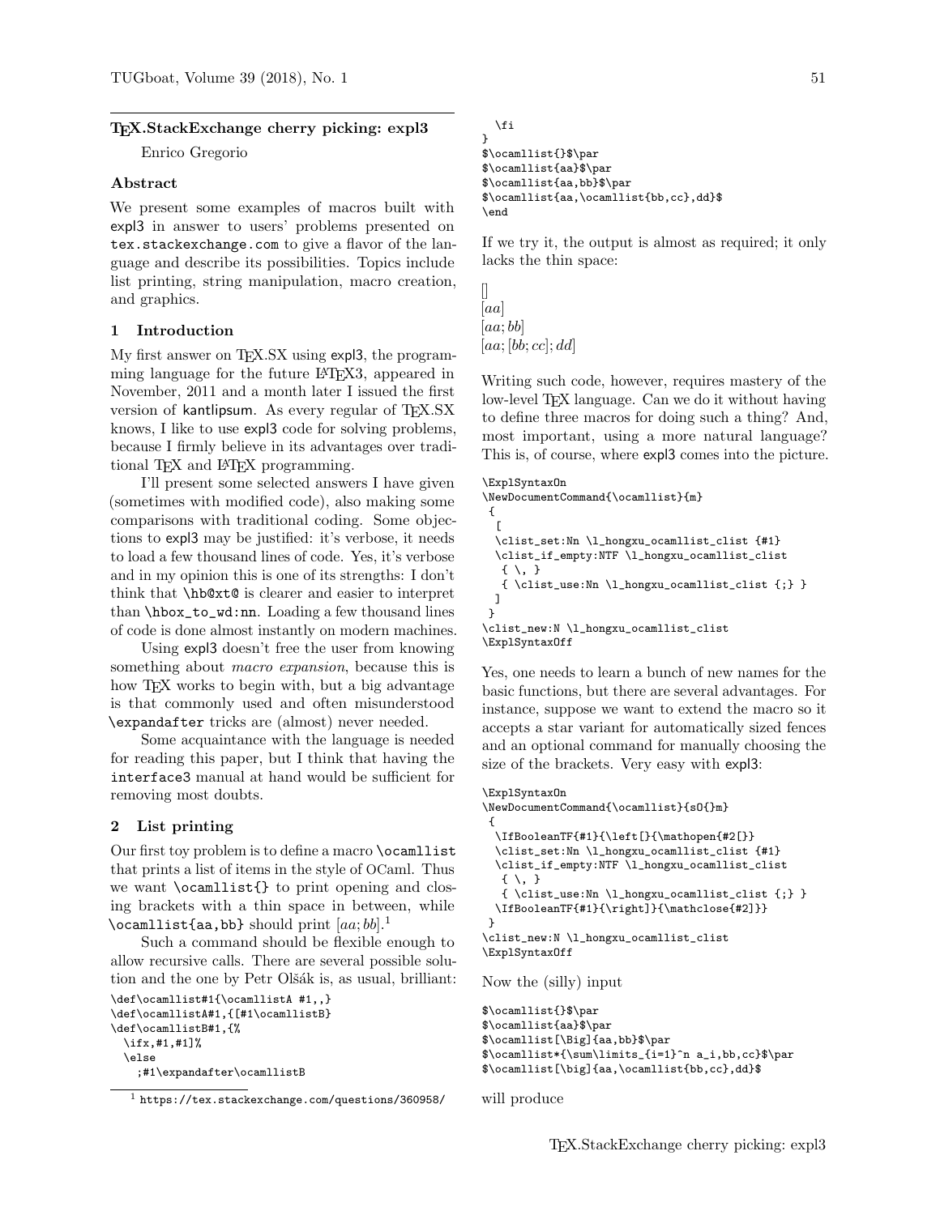## TEX.StackExchange cherry picking: expl3

Enrico Gregorio

### Abstract

We present some examples of macros built with expl3 in answer to users' problems presented on `tex.stackexchange.com` to give a flavor of the language and describe its possibilities. Topics include list printing, string manipulation, macro creation, and graphics.

### 1 Introduction

My first answer on TEX.SX using expl3, the programming language for the future LATEX3, appeared in November, 2011 and a month later I issued the first version of kantlipsum. As every regular of TEX.SX knows, I like to use expl3 code for solving problems, because I firmly believe in its advantages over traditional TEX and LATEX programming.

I'll present some selected answers I have given (sometimes with modified code), also making some comparisons with traditional coding. Some objections to expl3 may be justified: it's verbose, it needs to load a few thousand lines of code. Yes, it's verbose and in my opinion this is one of its strengths: I don't think that `\hb@xt@` is clearer and easier to interpret than `\hbox_to_wd:nn`. Loading a few thousand lines of code is done almost instantly on modern machines.

Using expl3 doesn't free the user from knowing something about *macro expansion*, because this is how TEX works to begin with, but a big advantage is that commonly used and often misunderstood `\expandafter` tricks are (almost) never needed.

Some acquaintance with the language is needed for reading this paper, but I think that having the `interface3` manual at hand would be sufficient for removing most doubts.

### 2 List printing

Our first toy problem is to define a macro `\ocamllist` that prints a list of items in the style of OCaml. Thus we want `\ocamllist{}` to print opening and closing brackets with a thin space in between, while `\ocamllist{aa,bb}` should print $[aa;bb]$.[1]

Such a command should be flexible enough to allow recursive calls. There are several possible solution and the one by Petr Olšák is, as usual, brilliant:

```
\def\ocamllist#1{\ocamllistA #1,,}
\def\ocamllistA#1,{[#1\ocamllistB}
\def\ocamllistB#1,{%
  \ifx,#1,#1]%
  \else
    ;#1\expandafter\ocamllistB
  \fi
}
$\ocamllist{}$\par
$\ocamllist{aa}$\par
$\ocamllist{aa,bb}$\par
$\ocamllist{aa,\ocamllist{bb,cc},dd}$
\end
```

If we try it, the output is almost as required; it only lacks the thin space:

$[]$
$[aa]$
$[aa;bb]$
$[aa;[bb;cc];dd]$

Writing such code, however, requires mastery of the low-level TEX language. Can we do it without having to define three macros for doing such a thing? And, most important, using a more natural language? This is, of course, where expl3 comes into the picture.

```
\ExplSyntaxOn
\NewDocumentCommand{\ocamllist}{m}
 {
  [
  \clist_set:Nn \l_hongxu_ocamllist_clist {#1}
  \clist_if_empty:NTF \l_hongxu_ocamllist_clist
   { \, }
   { \clist_use:Nn \l_hongxu_ocamllist_clist {;} }
  ]
 }
\clist_new:N \l_hongxu_ocamllist_clist
\ExplSyntaxOff
```

Yes, one needs to learn a bunch of new names for the basic functions, but there are several advantages. For instance, suppose we want to extend the macro so it accepts a star variant for automatically sized fences and an optional command for manually choosing the size of the brackets. Very easy with expl3:

```
\ExplSyntaxOn
\NewDocumentCommand{\ocamllist}{sO{}m}
 {
  \IfBooleanTF{#1}{\left[}{\mathopen{#2[}}
  \clist_set:Nn \l_hongxu_ocamllist_clist {#1}
  \clist_if_empty:NTF \l_hongxu_ocamllist_clist
   { \, }
   { \clist_use:Nn \l_hongxu_ocamllist_clist {;} }
  \IfBooleanTF{#1}{\right]}{\mathclose{#2]}}
 }
\clist_new:N \l_hongxu_ocamllist_clist
\ExplSyntaxOff
```

Now the (silly) input

```
$\ocamllist{}$\par
$\ocamllist{aa}$\par
$\ocamllist[\Big]{aa,bb}$\par
$\ocamllist*{\sum\limits_{i=1}^n a_i,bb,cc}$\par
$\ocamllist[\big]{aa,\ocamllist{bb,cc},dd}$
```

will produce

[1] https://tex.stackexchange.com/questions/360958/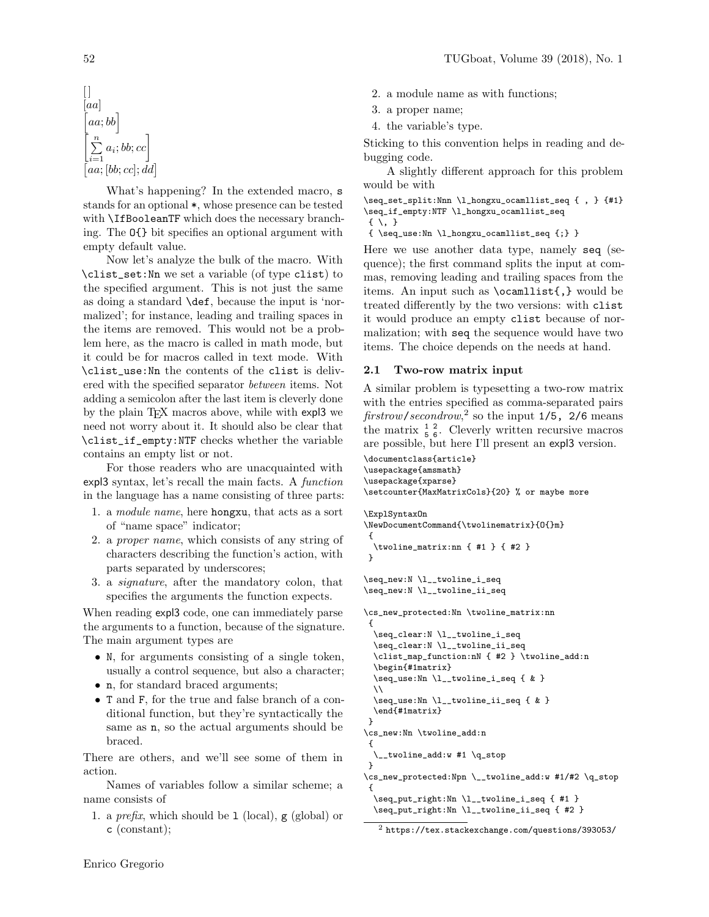$$[\,]$$
$$[aa]$$
$$\Big[aa;bb\Big]$$
$$\left[\sum_{i=1}^{n} a_i;bb;cc\right]$$
$$\big[aa;[bb;cc];dd\big]$$

What's happening? In the extended macro, `s` stands for an optional `*`, whose presence can be tested with `\IfBooleanTF` which does the necessary branching. The `O{}` bit specifies an optional argument with empty default value.

Now let's analyze the bulk of the macro. With `\clist_set:Nn` we set a variable (of type `clist`) to the specified argument. This is not just the same as doing a standard `\def`, because the input is 'normalized'; for instance, leading and trailing spaces in the items are removed. This would not be a problem here, as the macro is called in math mode, but it could be for macros called in text mode. With `\clist_use:Nn` the contents of the `clist` is delivered with the specified separator *between* items. Not adding a semicolon after the last item is cleverly done by the plain TEX macros above, while with expl3 we need not worry about it. It should also be clear that `\clist_if_empty:NTF` checks whether the variable contains an empty list or not.

For those readers who are unacquainted with expl3 syntax, let's recall the main facts. A *function* in the language has a name consisting of three parts:

1. a *module name*, here `hongxu`, that acts as a sort of "name space" indicator;
2. a *proper name*, which consists of any string of characters describing the function's action, with parts separated by underscores;
3. a *signature*, after the mandatory colon, that specifies the arguments the function expects.

When reading expl3 code, one can immediately parse the arguments to a function, because of the signature. The main argument types are

- `N`, for arguments consisting of a single token, usually a control sequence, but also a character;
- `n`, for standard braced arguments;
- `T` and `F`, for the true and false branch of a conditional function, but they're syntactically the same as `n`, so the actual arguments should be braced.

There are others, and we'll see some of them in action.

Names of variables follow a similar scheme; a name consists of

1. a *prefix*, which should be `l` (local), `g` (global) or `c` (constant);
2. a module name as with functions;
3. a proper name;
4. the variable's type.

Sticking to this convention helps in reading and debugging code.

A slightly different approach for this problem would be with

```
\seq_set_split:Nnn \l_hongxu_ocamllist_seq { , } {#1}
\seq_if_empty:NTF \l_hongxu_ocamllist_seq
 { \, }
 { \seq_use:Nn \l_hongxu_ocamllist_seq {;} }
```

Here we use another data type, namely `seq` (sequence); the first command splits the input at commas, removing leading and trailing spaces from the items. An input such as `\ocamllist{,}` would be treated differently by the two versions: with `clist` it would produce an empty `clist` because of normalization; with `seq` the sequence would have two items. The choice depends on the needs at hand.

### 2.1 Two-row matrix input

A similar problem is typesetting a two-row matrix with the entries specified as comma-separated pairs *firstrow*/*secondrow*,[2] so the input `1/5, 2/6` means the matrix $\begin{smallmatrix}1&2\\5&6\end{smallmatrix}$. Cleverly written recursive macros are possible, but here I'll present an expl3 version.

```
\documentclass{article}
\usepackage{amsmath}
\usepackage{xparse}
\setcounter{MaxMatrixCols}{20} % or maybe more

\ExplSyntaxOn
\NewDocumentCommand{\twolinematrix}{O{}m}
 {
  \twoline_matrix:nn { #1 } { #2 }
 }

\seq_new:N \l__twoline_i_seq
\seq_new:N \l__twoline_ii_seq

\cs_new_protected:Nn \twoline_matrix:nn
 {
  \seq_clear:N \l__twoline_i_seq
  \seq_clear:N \l__twoline_ii_seq
  \clist_map_function:nN { #2 } \twoline_add:n
  \begin{#1matrix}
  \seq_use:Nn \l__twoline_i_seq { & }
  \\
  \seq_use:Nn \l__twoline_ii_seq { & }
  \end{#1matrix}
 }
\cs_new:Nn \twoline_add:n
 {
  \__twoline_add:w #1 \q_stop
 }
\cs_new_protected:Npn \__twoline_add:w #1/#2 \q_stop
 {
  \seq_put_right:Nn \l__twoline_i_seq { #1 }
  \seq_put_right:Nn \l__twoline_ii_seq { #2 }
```

[2] `https://tex.stackexchange.com/questions/393053/`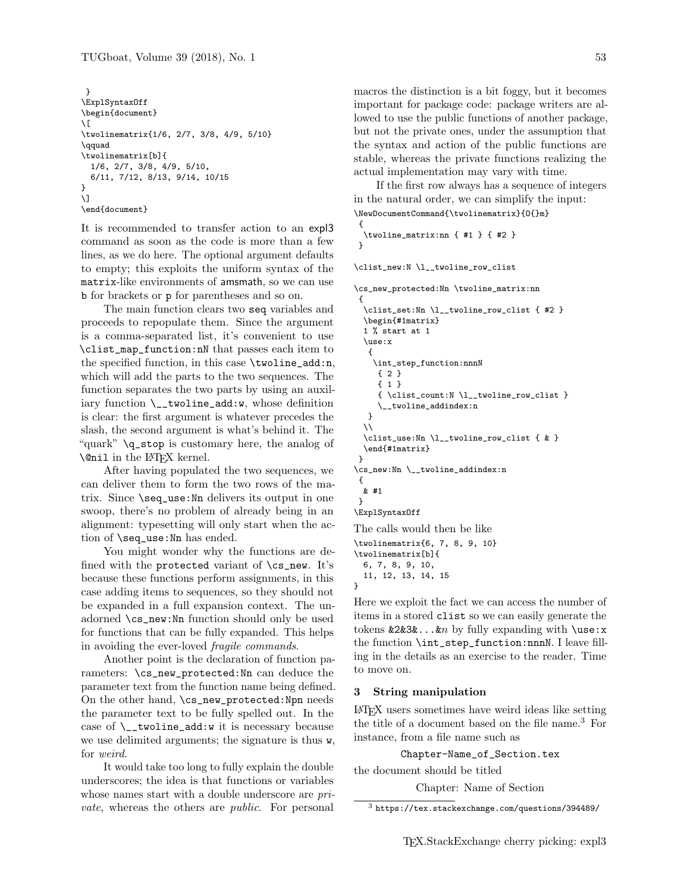```
 }
\ExplSyntaxOff
\begin{document}
\[
\twolinematrix{1/6, 2/7, 3/8, 4/9, 5/10}
\qquad
\twolinematrix[b]{
  1/6, 2/7, 3/8, 4/9, 5/10,
  6/11, 7/12, 8/13, 9/14, 10/15
}
\]
\end{document}
```

It is recommended to transfer action to an expl3 command as soon as the code is more than a few lines, as we do here. The optional argument defaults to empty; this exploits the uniform syntax of the matrix-like environments of amsmath, so we can use b for brackets or p for parentheses and so on.

The main function clears two seq variables and proceeds to repopulate them. Since the argument is a comma-separated list, it's convenient to use \clist_map_function:nN that passes each item to the specified function, in this case \twoline_add:n, which will add the parts to the two sequences. The function separates the two parts by using an auxiliary function \__twoline_add:w, whose definition is clear: the first argument is whatever precedes the slash, the second argument is what's behind it. The "quark" \q_stop is customary here, the analog of \@nil in the LaTeX kernel.

After having populated the two sequences, we can deliver them to form the two rows of the matrix. Since \seq_use:Nn delivers its output in one swoop, there's no problem of already being in an alignment: typesetting will only start when the action of \seq_use:Nn has ended.

You might wonder why the functions are defined with the protected variant of \cs_new. It's because these functions perform assignments, in this case adding items to sequences, so they should not be expanded in a full expansion context. The unadorned \cs_new:Nn function should only be used for functions that can be fully expanded. This helps in avoiding the ever-loved *fragile commands*.

Another point is the declaration of function parameters: \cs_new_protected:Nn can deduce the parameter text from the function name being defined. On the other hand, \cs_new_protected:Npn needs the parameter text to be fully spelled out. In the case of \__twoline_add:w it is necessary because we use delimited arguments; the signature is thus w, for *weird*.

It would take too long to fully explain the double underscores; the idea is that functions or variables whose names start with a double underscore are *private*, whereas the others are *public*. For personal macros the distinction is a bit foggy, but it becomes important for package code: package writers are allowed to use the public functions of another package, but not the private ones, under the assumption that the syntax and action of the public functions are stable, whereas the private functions realizing the actual implementation may vary with time.

If the first row always has a sequence of integers in the natural order, we can simplify the input:

```
\NewDocumentCommand{\twolinematrix}{O{}m}
 {
  \twoline_matrix:nn { #1 } { #2 }
 }

\clist_new:N \l__twoline_row_clist

\cs_new_protected:Nn \twoline_matrix:nn
 {
  \clist_set:Nn \l__twoline_row_clist { #2 }
  \begin{#1matrix}
  1 % start at 1
  \use:x
   {
    \int_step_function:nnnN
     { 2 }
     { 1 }
     { \clist_count:N \l__twoline_row_clist }
     \__twoline_addindex:n
   }
  \\
  \clist_use:Nn \l__twoline_row_clist { & }
  \end{#1matrix}
 }
\cs_new:Nn \__twoline_addindex:n
 {
  & #1
 }
\ExplSyntaxOff
```

The calls would then be like

```
\twolinematrix{6, 7, 8, 9, 10}
\twolinematrix[b]{
  6, 7, 8, 9, 10,
  11, 12, 13, 14, 15
}
```

Here we exploit the fact we can access the number of items in a stored clist so we can easily generate the tokens &2&3&...&$n$ by fully expanding with \use:x the function \int_step_function:nnnN. I leave filling in the details as an exercise to the reader. Time to move on.

## 3 String manipulation

LaTeX users sometimes have weird ideas like setting the title of a document based on the file name.[3] For instance, from a file name such as

Chapter-Name_of_Section.tex

the document should be titled

Chapter: Name of Section

[3] https://tex.stackexchange.com/questions/394489/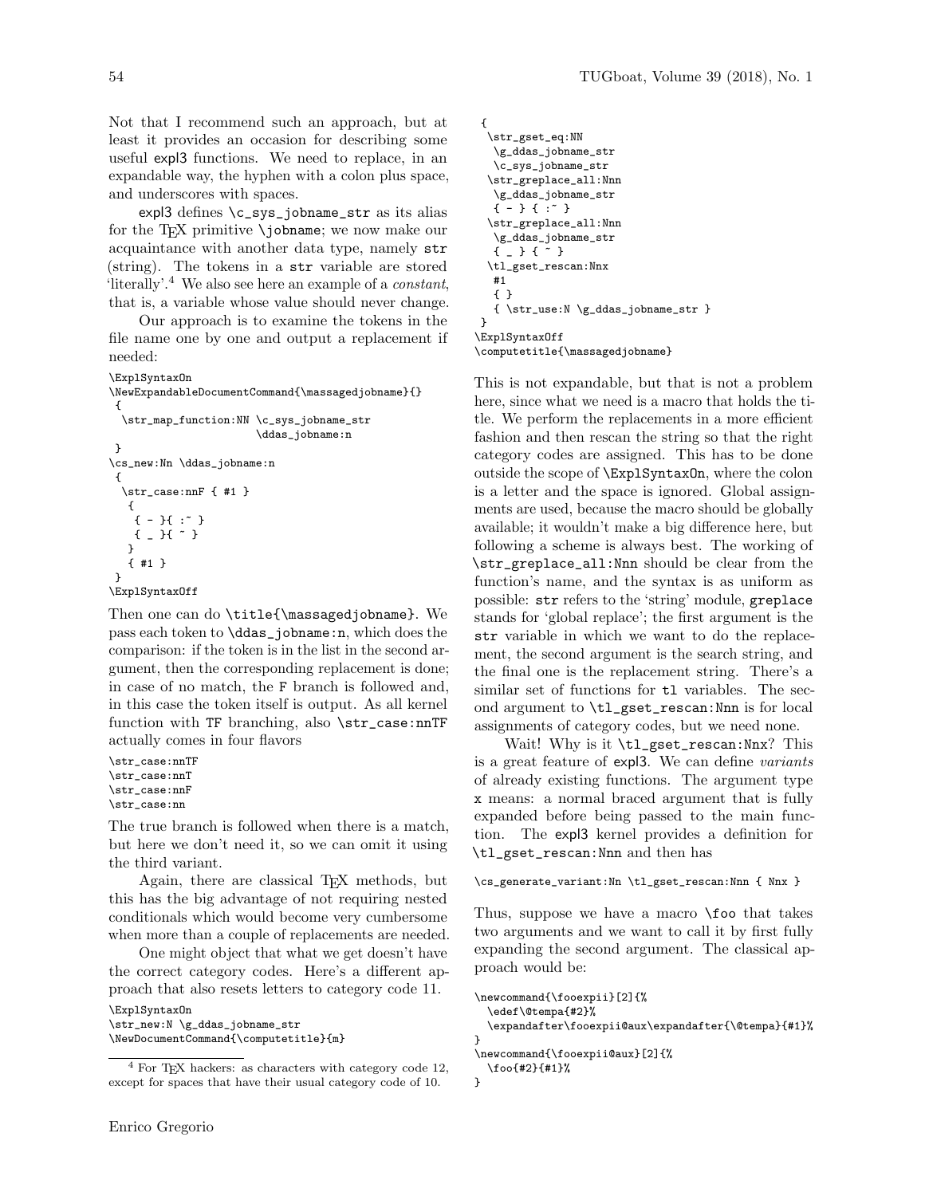Not that I recommend such an approach, but at least it provides an occasion for describing some useful expl3 functions. We need to replace, in an expandable way, the hyphen with a colon plus space, and underscores with spaces.

expl3 defines `\c_sys_jobname_str` as its alias for the TeX primitive `\jobname`; we now make our acquaintance with another data type, namely `str` (string). The tokens in a `str` variable are stored 'literally'.[4] We also see here an example of a *constant*, that is, a variable whose value should never change.

Our approach is to examine the tokens in the file name one by one and output a replacement if needed:

```
\ExplSyntaxOn
\NewExpandableDocumentCommand{\massagedjobname}{}
 {
  \str_map_function:NN \c_sys_jobname_str
                       \ddas_jobname:n
 }
\cs_new:Nn \ddas_jobname:n
 {
  \str_case:nnF { #1 }
   {
    { - }{ :~ }
    { _ }{ ~ }
   }
   { #1 }
 }
\ExplSyntaxOff
```

Then one can do `\title{\massagedjobname}`. We pass each token to `\ddas_jobname:n`, which does the comparison: if the token is in the list in the second argument, then the corresponding replacement is done; in case of no match, the `F` branch is followed and, in this case the token itself is output. As all kernel function with `TF` branching, also `\str_case:nnTF` actually comes in four flavors

```
\str_case:nnTF
\str_case:nnT
\str_case:nnF
\str_case:nn
```

The true branch is followed when there is a match, but here we don't need it, so we can omit it using the third variant.

Again, there are classical TeX methods, but this has the big advantage of not requiring nested conditionals which would become very cumbersome when more than a couple of replacements are needed.

One might object that what we get doesn't have the correct category codes. Here's a different approach that also resets letters to category code 11.

```
\ExplSyntaxOn
\str_new:N \g_ddas_jobname_str
\NewDocumentCommand{\computetitle}{m}
 {
  \str_gset_eq:NN
   \g_ddas_jobname_str
   \c_sys_jobname_str
  \str_greplace_all:Nnn
   \g_ddas_jobname_str
   { - } { :~ }
  \str_greplace_all:Nnn
   \g_ddas_jobname_str
   { _ } { ~ }
  \tl_gset_rescan:Nnx
   #1
   { }
   { \str_use:N \g_ddas_jobname_str }
 }
\ExplSyntaxOff
\computetitle{\massagedjobname}
```

This is not expandable, but that is not a problem here, since what we need is a macro that holds the title. We perform the replacements in a more efficient fashion and then rescan the string so that the right category codes are assigned. This has to be done outside the scope of `\ExplSyntaxOn`, where the colon is a letter and the space is ignored. Global assignments are used, because the macro should be globally available; it wouldn't make a big difference here, but following a scheme is always best. The working of `\str_greplace_all:Nnn` should be clear from the function's name, and the syntax is as uniform as possible: `str` refers to the 'string' module, `greplace` stands for 'global replace'; the first argument is the `str` variable in which we want to do the replacement, the second argument is the search string, and the final one is the replacement string. There's a similar set of functions for `tl` variables. The second argument to `\tl_gset_rescan:Nnn` is for local assignments of category codes, but we need none.

Wait! Why is it `\tl_gset_rescan:Nnx`? This is a great feature of expl3. We can define *variants* of already existing functions. The argument type `x` means: a normal braced argument that is fully expanded before being passed to the main function. The expl3 kernel provides a definition for `\tl_gset_rescan:Nnn` and then has

```
\cs_generate_variant:Nn \tl_gset_rescan:Nnn { Nnx }
```

Thus, suppose we have a macro `\foo` that takes two arguments and we want to call it by first fully expanding the second argument. The classical approach would be:

```
\newcommand{\fooexpii}[2]{%
  \edef\@tempa{#2}%
  \expandafter\fooexpii@aux\expandafter{\@tempa}{#1}%
}
\newcommand{\fooexpii@aux}[2]{%
  \foo{#2}{#1}%
}
```

[4] For TeX hackers: as characters with category code 12, except for spaces that have their usual category code of 10.

Enrico Gregorio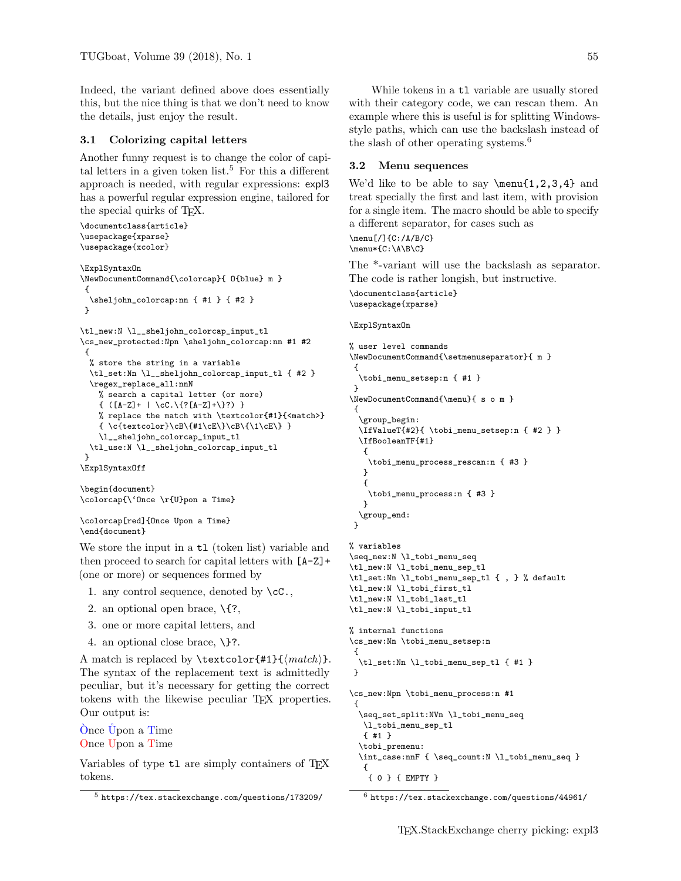Indeed, the variant defined above does essentially this, but the nice thing is that we don't need to know the details, just enjoy the result.

### 3.1 Colorizing capital letters

Another funny request is to change the color of capital letters in a given token list.[5] For this a different approach is needed, with regular expressions: expl3 has a powerful regular expression engine, tailored for the special quirks of TeX.

```
\documentclass{article}
\usepackage{xparse}
\usepackage{xcolor}

\ExplSyntaxOn
\NewDocumentCommand{\colorcap}{ O{blue} m }
 {
  \sheljohn_colorcap:nn { #1 } { #2 }
 }

\tl_new:N \l__sheljohn_colorcap_input_tl
\cs_new_protected:Npn \sheljohn_colorcap:nn #1 #2
 {
  % store the string in a variable
  \tl_set:Nn \l__sheljohn_colorcap_input_tl { #2 }
  \regex_replace_all:nnN
    % search a capital letter (or more)
    { ([A-Z]+ | \cC.\{?[A-Z]+\}?) }
    % replace the match with \textcolor{#1}{<match>}
    { \c{textcolor}\cB\{#1\cE\}\cB\{\1\cE\} }
    \l__sheljohn_colorcap_input_tl
  \tl_use:N \l__sheljohn_colorcap_input_tl
 }
\ExplSyntaxOff

\begin{document}
\colorcap{\`Once \r{U}pon a Time}

\colorcap[red]{Once Upon a Time}
\end{document}
```

We store the input in a `tl` (token list) variable and then proceed to search for capital letters with `[A-Z]+` (one or more) or sequences formed by

1. any control sequence, denoted by `\cC.`,
2. an optional open brace, `\{?`,
3. one or more capital letters, and
4. an optional close brace, `\}?`.

A match is replaced by `\textcolor{#1}{`⟨*match*⟩`}`. The syntax of the replacement text is admittedly peculiar, but it's necessary for getting the correct tokens with the likewise peculiar TeX properties. Our output is:

Ònce Ůpon a Time
Once Upon a Time

Variables of type `tl` are simply containers of TeX tokens.

While tokens in a `tl` variable are usually stored with their category code, we can rescan them. An example where this is useful is for splitting Windows-style paths, which can use the backslash instead of the slash of other operating systems.[6]

### 3.2 Menu sequences

We'd like to be able to say `\menu{1,2,3,4}` and treat specially the first and last item, with provision for a single item. The macro should be able to specify a different separator, for cases such as

```
\menu[/]{C:/A/B/C}
\menu*{C:\A\B\C}
```

The *-variant will use the backslash as separator. The code is rather longish, but instructive.

```
\documentclass{article}
\usepackage{xparse}

\ExplSyntaxOn

% user level commands
\NewDocumentCommand{\setmenuseparator}{ m }
 {
  \tobi_menu_setsep:n { #1 }
 }
\NewDocumentCommand{\menu}{ s o m }
 {
  \group_begin:
  \IfValueT{#2}{ \tobi_menu_setsep:n { #2 } }
  \IfBooleanTF{#1}
   {
    \tobi_menu_process_rescan:n { #3 }
   }
   {
    \tobi_menu_process:n { #3 }
   }
  \group_end:
 }

% variables
\seq_new:N \l_tobi_menu_seq
\tl_new:N \l_tobi_menu_sep_tl
\tl_set:Nn \l_tobi_menu_sep_tl { , } % default
\tl_new:N \l_tobi_first_tl
\tl_new:N \l_tobi_last_tl
\tl_new:N \l_tobi_input_tl

% internal functions
\cs_new:Nn \tobi_menu_setsep:n
 {
  \tl_set:Nn \l_tobi_menu_sep_tl { #1 }
 }

\cs_new:Npn \tobi_menu_process:n #1
 {
  \seq_set_split:NVn \l_tobi_menu_seq
   \l_tobi_menu_sep_tl
   { #1 }
  \tobi_premenu:
  \int_case:nnF { \seq_count:N \l_tobi_menu_seq }
   {
    { 0 } { EMPTY }
```

[5] https://tex.stackexchange.com/questions/173209/

[6] https://tex.stackexchange.com/questions/44961/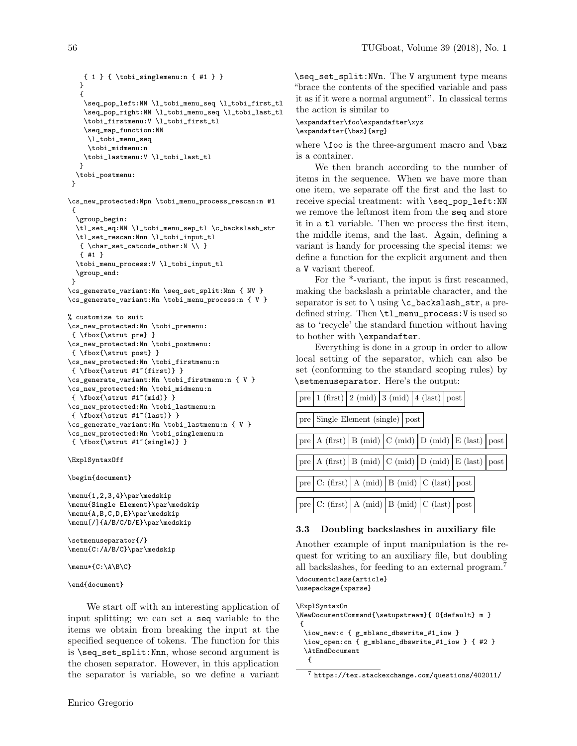```
    { 1 } { \tobi_singlemenu:n { #1 } }
   }
   {
    \seq_pop_left:NN \l_tobi_menu_seq \l_tobi_first_tl
    \seq_pop_right:NN \l_tobi_menu_seq \l_tobi_last_tl
    \tobi_firstmenu:V \l_tobi_first_tl
    \seq_map_function:NN
     \l_tobi_menu_seq
     \tobi_midmenu:n
    \tobi_lastmenu:V \l_tobi_last_tl
   }
  \tobi_postmenu:
 }

\cs_new_protected:Npn \tobi_menu_process_rescan:n #1
 {
  \group_begin:
  \tl_set_eq:NN \l_tobi_menu_sep_tl \c_backslash_str
  \tl_set_rescan:Nnn \l_tobi_input_tl
   { \char_set_catcode_other:N \\ }
   { #1 }
  \tobi_menu_process:V \l_tobi_input_tl
  \group_end:
 }
\cs_generate_variant:Nn \seq_set_split:Nnn { NV }
\cs_generate_variant:Nn \tobi_menu_process:n { V }

% customize to suit
\cs_new_protected:Nn \tobi_premenu:
 { \fbox{\strut pre} }
\cs_new_protected:Nn \tobi_postmenu:
 { \fbox{\strut post} }
\cs_new_protected:Nn \tobi_firstmenu:n
 { \fbox{\strut #1~(first)} }
\cs_generate_variant:Nn \tobi_firstmenu:n { V }
\cs_new_protected:Nn \tobi_midmenu:n
 { \fbox{\strut #1~(mid)} }
\cs_new_protected:Nn \tobi_lastmenu:n
 { \fbox{\strut #1~(last)} }
\cs_generate_variant:Nn \tobi_lastmenu:n { V }
\cs_new_protected:Nn \tobi_singlemenu:n
 { \fbox{\strut #1~(single)} }

\ExplSyntaxOff

\begin{document}

\menu{1,2,3,4}\par\medskip
\menu{Single Element}\par\medskip
\menu{A,B,C,D,E}\par\medskip
\menu[/]{A/B/C/D/E}\par\medskip

\setmenuseparator{/}
\menu{C:/A/B/C}\par\medskip

\menu*{C:\A\B\C}

\end{document}
```

We start off with an interesting application of input splitting; we can set a `seq` variable to the items we obtain from breaking the input at the specified sequence of tokens. The function for this is `\seq_set_split:Nnn`, whose second argument is the chosen separator. However, in this application the separator is variable, so we define a variant `\seq_set_split:NVn`. The `V` argument type means "brace the contents of the specified variable and pass it as if it were a normal argument". In classical terms the action is similar to

```
\expandafter\foo\expandafter\xyz
\expandafter{\baz}{arg}
```

where `\foo` is the three-argument macro and `\baz` is a container.

We then branch according to the number of items in the sequence. When we have more than one item, we separate off the first and the last to receive special treatment: with `\seq_pop_left:NN` we remove the leftmost item from the `seq` and store it in a `tl` variable. Then we process the first item, the middle items, and the last. Again, defining a variant is handy for processing the special items: we define a function for the explicit argument and then a `V` variant thereof.

For the *-variant, the input is first rescanned, making the backslash a printable character, and the separator is set to `\` using `\c_backslash_str`, a predefined string. Then `\tl_menu_process:V` is used so as to 'recycle' the standard function without having to bother with `\expandafter`.

Everything is done in a group in order to allow local setting of the separator, which can also be set (conforming to the standard scoping rules) by `\setmenuseparator`. Here's the output:

| pre | 1 (first) | 2 (mid) | 3 (mid) | 4 (last) | post |

| pre | Single Element (single) | post |

| pre | A (first) | B (mid) | C (mid) | D (mid) | E (last) | post |

| pre | A (first) | B (mid) | C (mid) | D (mid) | E (last) | post |

| pre | C: (first) | A (mid) | B (mid) | C (last) | post |

| pre | C: (first) | A (mid) | B (mid) | C (last) | post |

### 3.3 Doubling backslashes in auxiliary file

Another example of input manipulation is the request for writing to an auxiliary file, but doubling all backslashes, for feeding to an external program.[7]

```
\documentclass{article}
\usepackage{xparse}

\ExplSyntaxOn
\NewDocumentCommand{\setupstream}{ O{default} m }
 {
  \iow_new:c { g_mblanc_dbswrite_#1_iow }
  \iow_open:cn { g_mblanc_dbswrite_#1_iow } { #2 }
  \AtEndDocument
   {
```

[7] https://tex.stackexchange.com/questions/402011/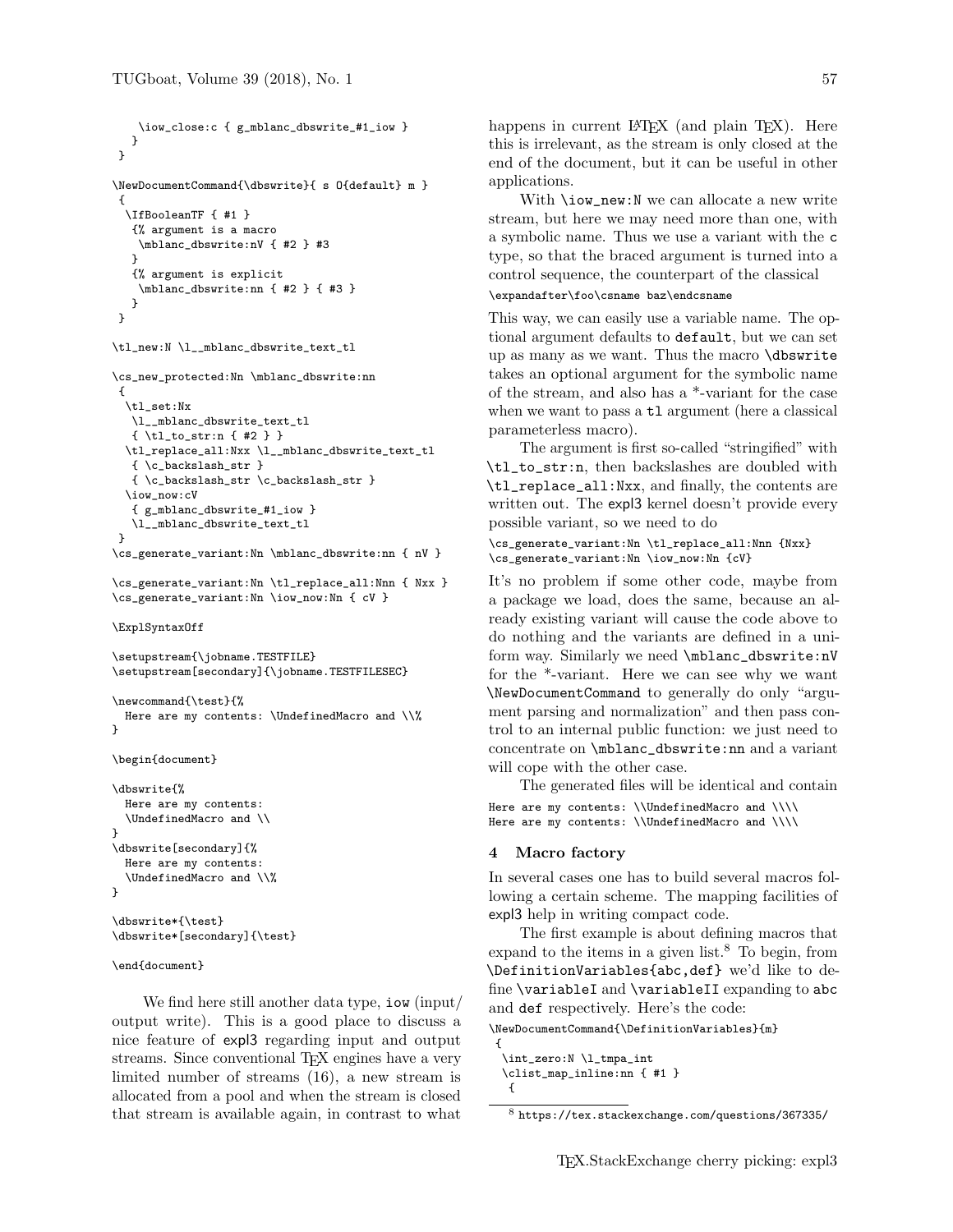```
    \iow_close:c { g_mblanc_dbswrite_#1_iow }
   }
 }

\NewDocumentCommand{\dbswrite}{ s O{default} m }
 {
  \IfBooleanTF { #1 }
   {% argument is a macro
    \mblanc_dbswrite:nV { #2 } #3
   }
   {% argument is explicit
    \mblanc_dbswrite:nn { #2 } { #3 }
   }
 }

\tl_new:N \l__mblanc_dbswrite_text_tl

\cs_new_protected:Nn \mblanc_dbswrite:nn
 {
  \tl_set:Nx
   \l__mblanc_dbswrite_text_tl
   { \tl_to_str:n { #2 } }
  \tl_replace_all:Nxx \l__mblanc_dbswrite_text_tl
   { \c_backslash_str }
   { \c_backslash_str \c_backslash_str }
  \iow_now:cV
   { g_mblanc_dbswrite_#1_iow }
   \l__mblanc_dbswrite_text_tl
 }
\cs_generate_variant:Nn \mblanc_dbswrite:nn { nV }

\cs_generate_variant:Nn \tl_replace_all:Nnn { Nxx }
\cs_generate_variant:Nn \iow_now:Nn { cV }

\ExplSyntaxOff

\setupstream{\jobname.TESTFILE}
\setupstream[secondary]{\jobname.TESTFILESEC}

\newcommand{\test}{%
  Here are my contents: \UndefinedMacro and \\%
}

\begin{document}

\dbswrite{%
  Here are my contents:
  \UndefinedMacro and \\
}
\dbswrite[secondary]{%
  Here are my contents:
  \UndefinedMacro and \\%
}

\dbswrite*{\test}
\dbswrite*[secondary]{\test}

\end{document}
```

We find here still another data type, `iow` (input/output write). This is a good place to discuss a nice feature of expl3 regarding input and output streams. Since conventional TeX engines have a very limited number of streams (16), a new stream is allocated from a pool and when the stream is closed that stream is available again, in contrast to what happens in current LaTeX (and plain TeX). Here this is irrelevant, as the stream is only closed at the end of the document, but it can be useful in other applications.

With `\iow_new:N` we can allocate a new write stream, but here we may need more than one, with a symbolic name. Thus we use a variant with the `c` type, so that the braced argument is turned into a control sequence, the counterpart of the classical

```
\expandafter\foo\csname baz\endcsname
```

This way, we can easily use a variable name. The optional argument defaults to `default`, but we can set up as many as we want. Thus the macro `\dbswrite` takes an optional argument for the symbolic name of the stream, and also has a *-variant for the case when we want to pass a `tl` argument (here a classical parameterless macro).

The argument is first so-called "stringified" with `\tl_to_str:n`, then backslashes are doubled with `\tl_replace_all:Nxx`, and finally, the contents are written out. The expl3 kernel doesn't provide every possible variant, so we need to do

```
\cs_generate_variant:Nn \tl_replace_all:Nnn {Nxx}
\cs_generate_variant:Nn \iow_now:Nn {cV}
```

It's no problem if some other code, maybe from a package we load, does the same, because an already existing variant will cause the code above to do nothing and the variants are defined in a uniform way. Similarly we need `\mblanc_dbswrite:nV` for the *-variant. Here we can see why we want `\NewDocumentCommand` to generally do only "argument parsing and normalization" and then pass control to an internal public function: we just need to concentrate on `\mblanc_dbswrite:nn` and a variant will cope with the other case.

The generated files will be identical and contain

```
Here are my contents: \\UndefinedMacro and \\\\
Here are my contents: \\UndefinedMacro and \\\\
```

## 4 Macro factory

In several cases one has to build several macros following a certain scheme. The mapping facilities of expl3 help in writing compact code.

The first example is about defining macros that expand to the items in a given list.[8] To begin, from `\DefinitionVariables{abc,def}` we'd like to define `\variableI` and `\variableII` expanding to `abc` and `def` respectively. Here's the code:

```
\NewDocumentCommand{\DefinitionVariables}{m}
 {
  \int_zero:N \l_tmpa_int
  \clist_map_inline:nn { #1 }
   {
```

[8] https://tex.stackexchange.com/questions/367335/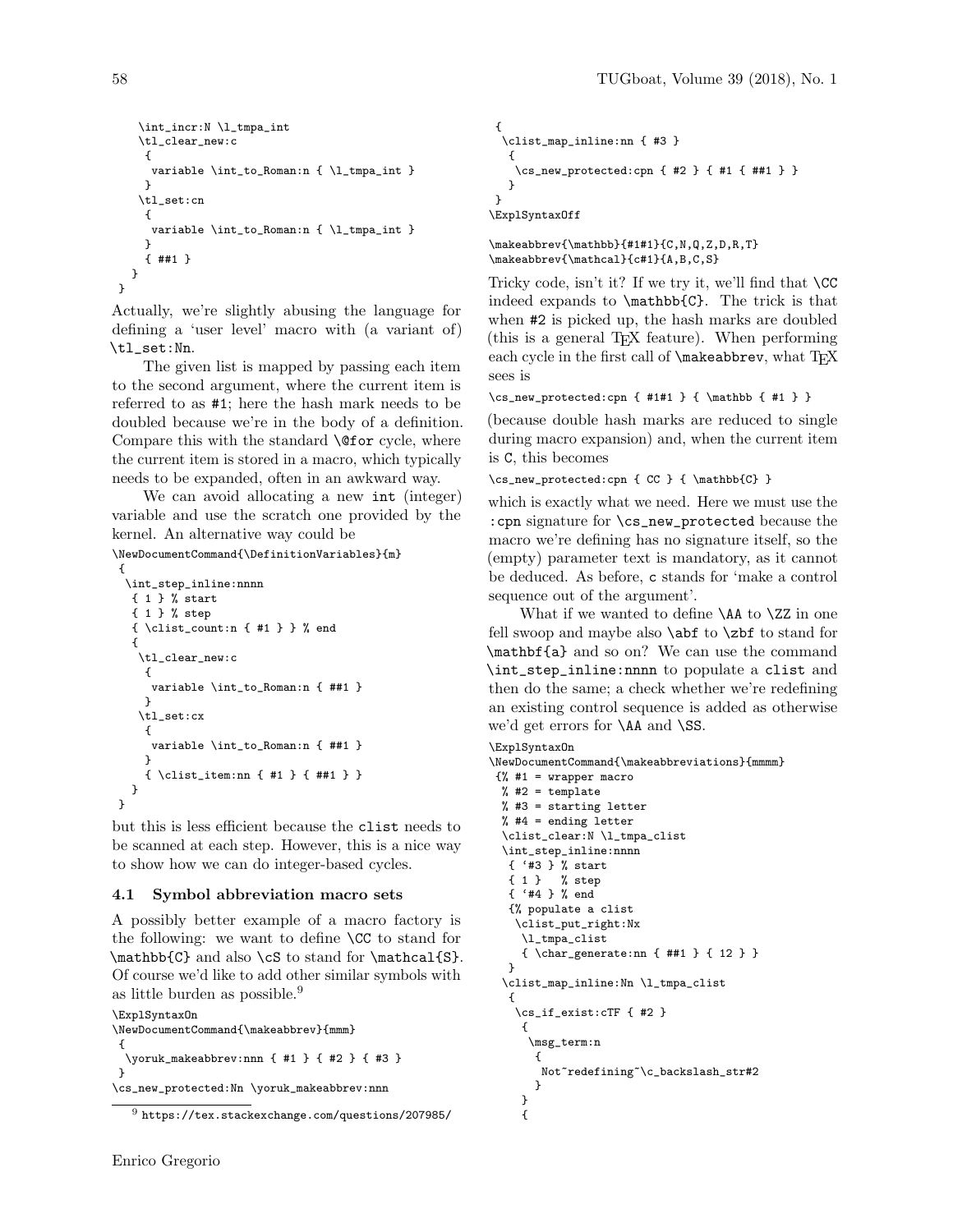```
    \int_incr:N \l_tmpa_int
    \tl_clear_new:c
     {
      variable \int_to_Roman:n { \l_tmpa_int }
     }
    \tl_set:cn
     {
      variable \int_to_Roman:n { \l_tmpa_int }
     }
     { ##1 }
   }
 }
```

Actually, we're slightly abusing the language for defining a 'user level' macro with (a variant of) `\tl_set:Nn`.

The given list is mapped by passing each item to the second argument, where the current item is referred to as `#1`; here the hash mark needs to be doubled because we're in the body of a definition. Compare this with the standard `\@for` cycle, where the current item is stored in a macro, which typically needs to be expanded, often in an awkward way.

We can avoid allocating a new `int` (integer) variable and use the scratch one provided by the kernel. An alternative way could be

```
\NewDocumentCommand{\DefinitionVariables}{m}
 {
  \int_step_inline:nnnn
   { 1 } % start
   { 1 } % step
   { \clist_count:n { #1 } } % end
   {
    \tl_clear_new:c
     {
      variable \int_to_Roman:n { ##1 }
     }
    \tl_set:cx
     {
      variable \int_to_Roman:n { ##1 }
     }
     { \clist_item:nn { #1 } { ##1 } }
   }
 }
```

but this is less efficient because the `clist` needs to be scanned at each step. However, this is a nice way to show how we can do integer-based cycles.

### 4.1 Symbol abbreviation macro sets

A possibly better example of a macro factory is the following: we want to define `\CC` to stand for `\mathbb{C}` and also `\cS` to stand for `\mathcal{S}`. Of course we'd like to add other similar symbols with as little burden as possible.[9]

```
\ExplSyntaxOn
\NewDocumentCommand{\makeabbrev}{mmm}
 {
  \yoruk_makeabbrev:nnn { #1 } { #2 } { #3 }
 }
\cs_new_protected:Nn \yoruk_makeabbrev:nnn
 {
  \clist_map_inline:nn { #3 }
   {
    \cs_new_protected:cpn { #2 } { #1 { ##1 } }
   }
 }
\ExplSyntaxOff

\makeabbrev{\mathbb}{#1#1}{C,N,Q,Z,D,R,T}
\makeabbrev{\mathcal}{c#1}{A,B,C,S}
```

Tricky code, isn't it? If we try it, we'll find that `\CC` indeed expands to `\mathbb{C}`. The trick is that when `#2` is picked up, the hash marks are doubled (this is a general TeX feature). When performing each cycle in the first call of `\makeabbrev`, what TeX sees is

```
\cs_new_protected:cpn { #1#1 } { \mathbb { #1 } }
```

(because double hash marks are reduced to single during macro expansion) and, when the current item is `C`, this becomes

```
\cs_new_protected:cpn { CC } { \mathbb{C} }
```

which is exactly what we need. Here we must use the `:cpn` signature for `\cs_new_protected` because the macro we're defining has no signature itself, so the (empty) parameter text is mandatory, as it cannot be deduced. As before, `c` stands for 'make a control sequence out of the argument'.

What if we wanted to define `\AA` to `\ZZ` in one fell swoop and maybe also `\abf` to `\zbf` to stand for `\mathbf{a}` and so on? We can use the command `\int_step_inline:nnnn` to populate a `clist` and then do the same; a check whether we're redefining an existing control sequence is added as otherwise we'd get errors for `\AA` and `\SS`.

```
\ExplSyntaxOn
\NewDocumentCommand{\makeabbreviations}{mmmm}
 {% #1 = wrapper macro
  % #2 = template
  % #3 = starting letter
  % #4 = ending letter
  \clist_clear:N \l_tmpa_clist
  \int_step_inline:nnnn
   { `#3 } % start
   { 1 }   % step
   { `#4 } % end
   {% populate a clist
    \clist_put_right:Nx
     \l_tmpa_clist
     { \char_generate:nn { ##1 } { 12 } }
   }
  \clist_map_inline:Nn \l_tmpa_clist
   {
    \cs_if_exist:cTF { #2 }
     {
      \msg_term:n
       {
        Not~redefining~\c_backslash_str#2
       }
     }
     {
```

[9] https://tex.stackexchange.com/questions/207985/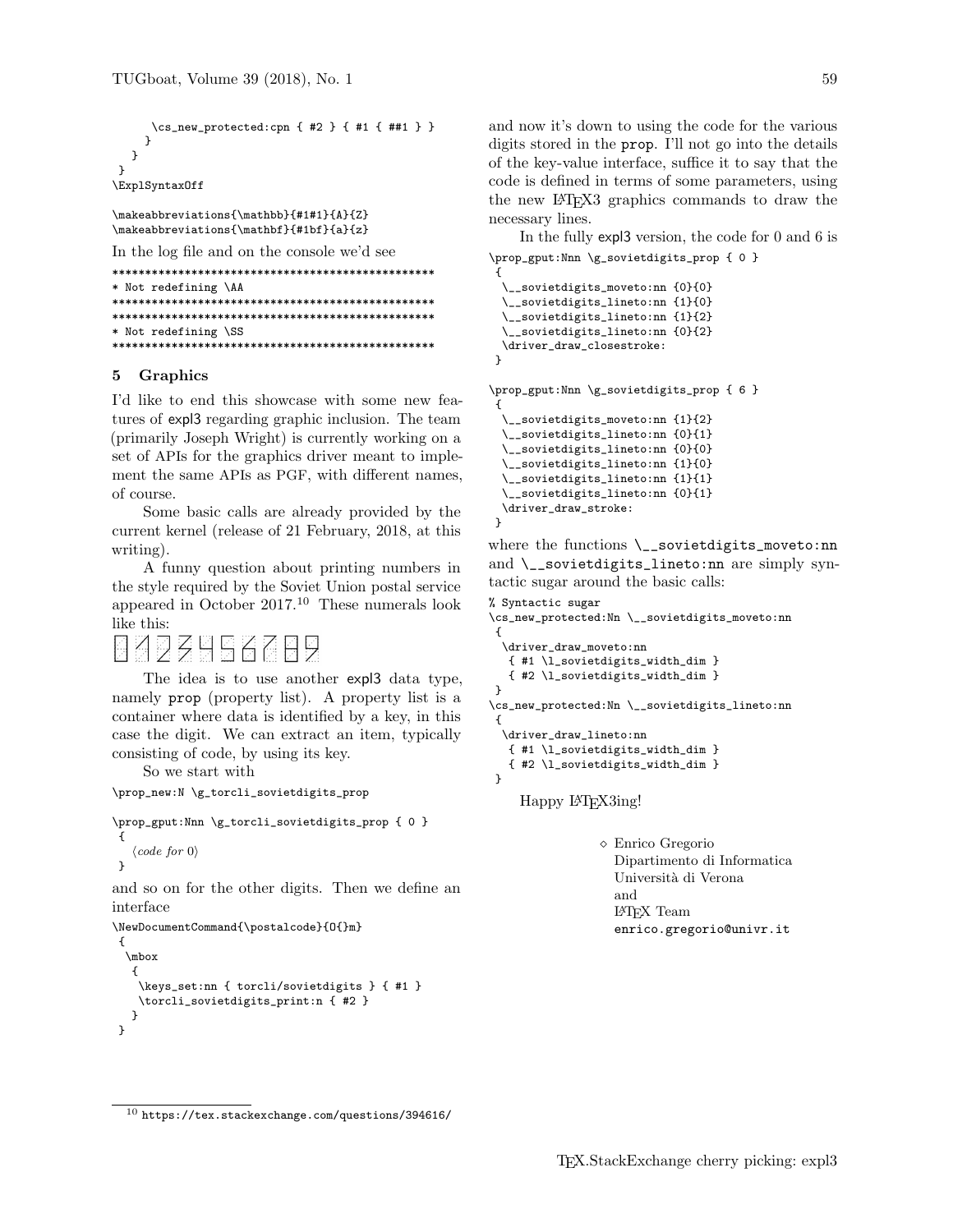```
      \cs_new_protected:cpn { #2 } { #1 { ##1 } }
    }
  }
 }
\ExplSyntaxOff

\makeabbreviations{\mathbb}{#1#1}{A}{Z}
\makeabbreviations{\mathbf}{#1bf}{a}{z}
```

In the log file and on the console we'd see

```
*************************************************
* Not redefining \AA
*************************************************
*************************************************
* Not redefining \SS
*************************************************
```

## 5 Graphics

I'd like to end this showcase with some new features of expl3 regarding graphic inclusion. The team (primarily Joseph Wright) is currently working on a set of APIs for the graphics driver meant to implement the same APIs as PGF, with different names, of course.

Some basic calls are already provided by the current kernel (release of 21 February, 2018, at this writing).

A funny question about printing numbers in the style required by the Soviet Union postal service appeared in October 2017.[10] These numerals look like this:

0123456789

The idea is to use another expl3 data type, namely prop (property list). A property list is a container where data is identified by a key, in this case the digit. We can extract an item, typically consisting of code, by using its key.

So we start with

```
\prop_new:N \g_torcli_sovietdigits_prop

\prop_gput:Nnn \g_torcli_sovietdigits_prop { 0 }
 {
   ⟨code for 0⟩
 }
```

and so on for the other digits. Then we define an interface

```
\NewDocumentCommand{\postalcode}{O{}m}
 {
  \mbox
   {
    \keys_set:nn { torcli/sovietdigits } { #1 }
    \torcli_sovietdigits_print:n { #2 }
   }
 }
```

and now it's down to using the code for the various digits stored in the prop. I'll not go into the details of the key-value interface, suffice it to say that the code is defined in terms of some parameters, using the new LaTeX3 graphics commands to draw the necessary lines.

In the fully expl3 version, the code for 0 and 6 is

```
\prop_gput:Nnn \g_sovietdigits_prop { 0 }
 {
  \__sovietdigits_moveto:nn {0}{0}
  \__sovietdigits_lineto:nn {1}{0}
  \__sovietdigits_lineto:nn {1}{2}
  \__sovietdigits_lineto:nn {0}{2}
  \driver_draw_closestroke:
 }

\prop_gput:Nnn \g_sovietdigits_prop { 6 }
 {
  \__sovietdigits_moveto:nn {1}{2}
  \__sovietdigits_lineto:nn {0}{1}
  \__sovietdigits_lineto:nn {0}{0}
  \__sovietdigits_lineto:nn {1}{0}
  \__sovietdigits_lineto:nn {1}{1}
  \__sovietdigits_lineto:nn {0}{1}
  \driver_draw_stroke:
 }
```

where the functions `\__sovietdigits_moveto:nn` and `\__sovietdigits_lineto:nn` are simply syntactic sugar around the basic calls:

```
% Syntactic sugar
\cs_new_protected:Nn \__sovietdigits_moveto:nn
 {
  \driver_draw_moveto:nn
   { #1 \l_sovietdigits_width_dim }
   { #2 \l_sovietdigits_width_dim }
 }
\cs_new_protected:Nn \__sovietdigits_lineto:nn
 {
  \driver_draw_lineto:nn
   { #1 \l_sovietdigits_width_dim }
   { #2 \l_sovietdigits_width_dim }
 }
```

Happy LaTeX3ing!

◇ Enrico Gregorio
Dipartimento di Informatica
Università di Verona
and
LaTeX Team
enrico.gregorio@univr.it

[10] https://tex.stackexchange.com/questions/394616/